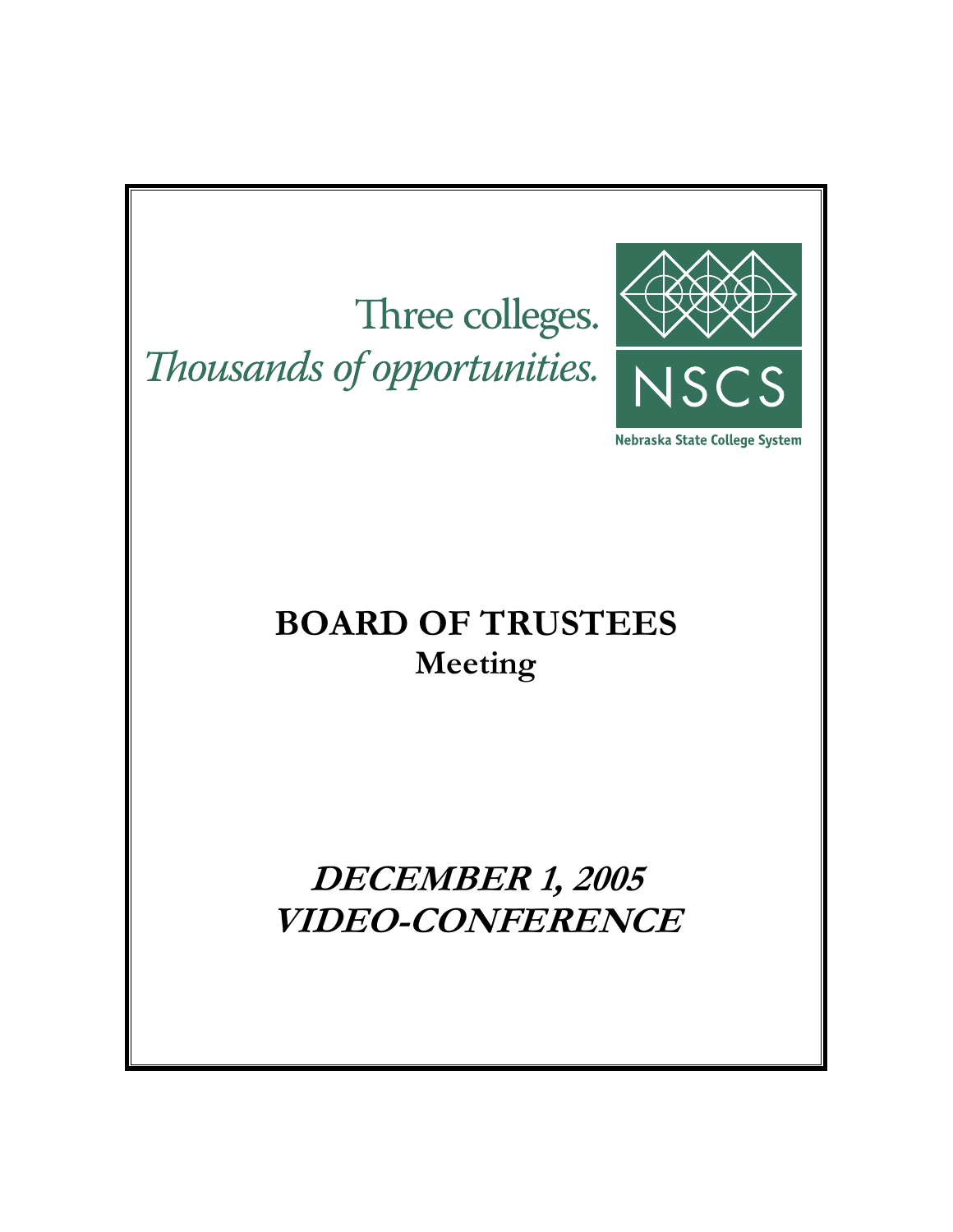Three colleges.

*Thousands of opportunities.*

NSCS

Nebraska State College System

# BOARD OF TRUSTEES

## Meeting

***DECEMBER 1, 2005***

***VIDEO-CONFERENCE***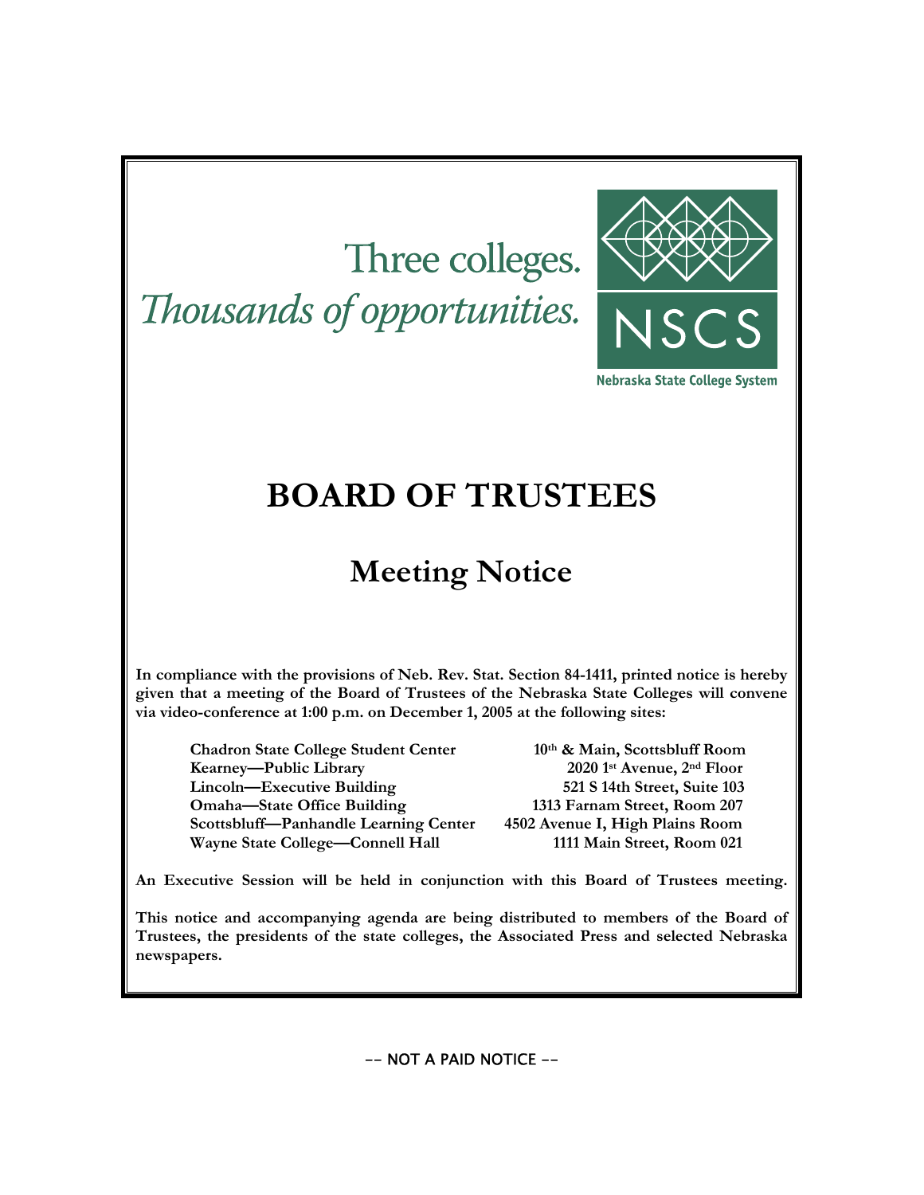Three colleges.
*Thousands of opportunities.*

NSCS

Nebraska State College System

# BOARD OF TRUSTEES

## Meeting Notice

**In compliance with the provisions of Neb. Rev. Stat. Section 84-1411, printed notice is hereby given that a meeting of the Board of Trustees of the Nebraska State Colleges will convene via video-conference at 1:00 p.m. on December 1, 2005 at the following sites:**

| | |
|---|---|
| **Chadron State College Student Center** | **10th & Main, Scottsbluff Room** |
| **Kearney—Public Library** | **2020 1st Avenue, 2nd Floor** |
| **Lincoln—Executive Building** | **521 S 14th Street, Suite 103** |
| **Omaha—State Office Building** | **1313 Farnam Street, Room 207** |
| **Scottsbluff—Panhandle Learning Center** | **4502 Avenue I, High Plains Room** |
| **Wayne State College—Connell Hall** | **1111 Main Street, Room 021** |

**An Executive Session will be held in conjunction with this Board of Trustees meeting.**

**This notice and accompanying agenda are being distributed to members of the Board of Trustees, the presidents of the state colleges, the Associated Press and selected Nebraska newspapers.**

-- NOT A PAID NOTICE --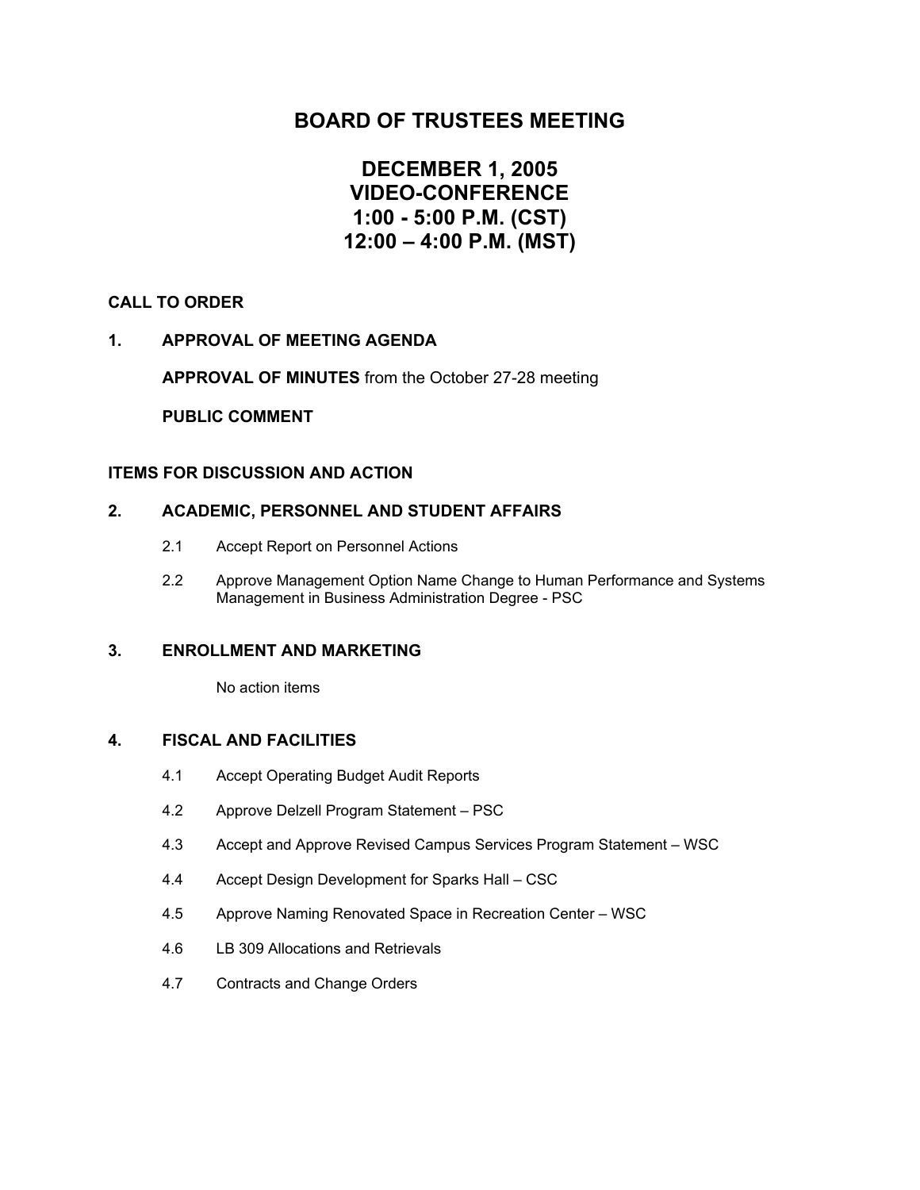# BOARD OF TRUSTEES MEETING

## DECEMBER 1, 2005
## VIDEO-CONFERENCE
## 1:00 - 5:00 P.M. (CST)
## 12:00 – 4:00 P.M. (MST)

**CALL TO ORDER**

**1. APPROVAL OF MEETING AGENDA**

**APPROVAL OF MINUTES** from the October 27-28 meeting

**PUBLIC COMMENT**

**ITEMS FOR DISCUSSION AND ACTION**

**2. ACADEMIC, PERSONNEL AND STUDENT AFFAIRS**

2.1 Accept Report on Personnel Actions

2.2 Approve Management Option Name Change to Human Performance and Systems Management in Business Administration Degree - PSC

**3. ENROLLMENT AND MARKETING**

No action items

**4. FISCAL AND FACILITIES**

4.1 Accept Operating Budget Audit Reports

4.2 Approve Delzell Program Statement – PSC

4.3 Accept and Approve Revised Campus Services Program Statement – WSC

4.4 Accept Design Development for Sparks Hall – CSC

4.5 Approve Naming Renovated Space in Recreation Center – WSC

4.6 LB 309 Allocations and Retrievals

4.7 Contracts and Change Orders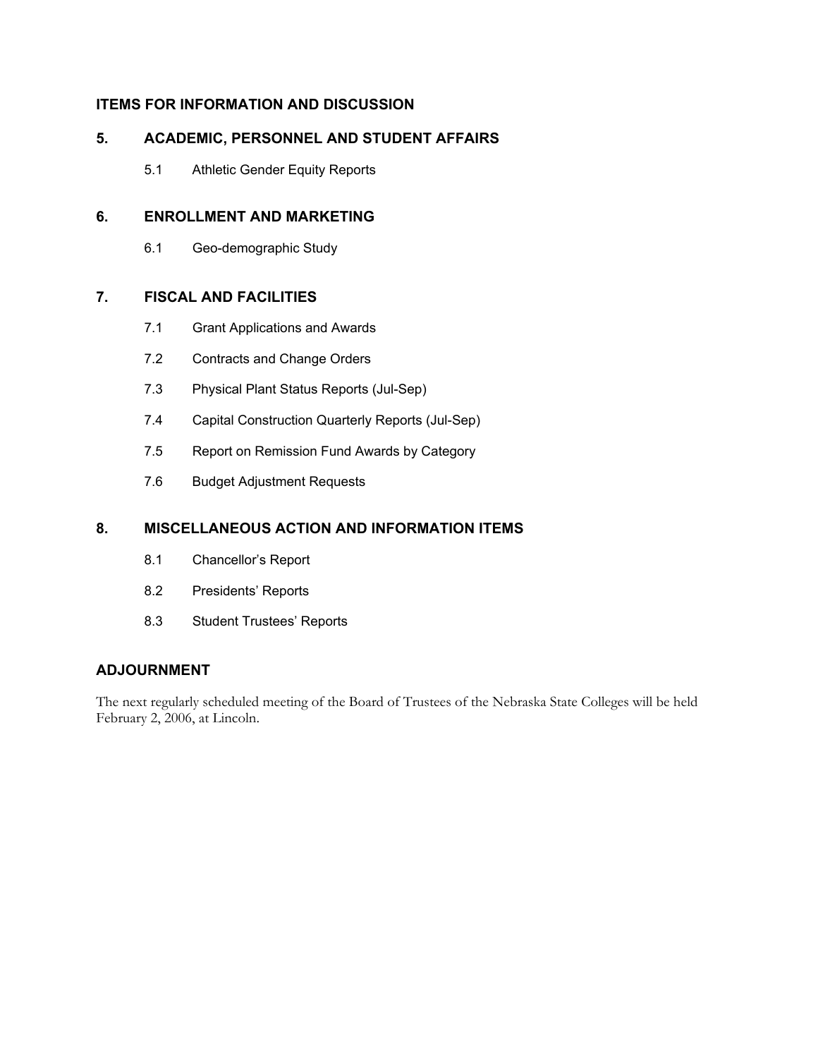## ITEMS FOR INFORMATION AND DISCUSSION

## 5. ACADEMIC, PERSONNEL AND STUDENT AFFAIRS

5.1 Athletic Gender Equity Reports

## 6. ENROLLMENT AND MARKETING

6.1 Geo-demographic Study

## 7. FISCAL AND FACILITIES

7.1 Grant Applications and Awards

7.2 Contracts and Change Orders

7.3 Physical Plant Status Reports (Jul-Sep)

7.4 Capital Construction Quarterly Reports (Jul-Sep)

7.5 Report on Remission Fund Awards by Category

7.6 Budget Adjustment Requests

## 8. MISCELLANEOUS ACTION AND INFORMATION ITEMS

8.1 Chancellor's Report

8.2 Presidents' Reports

8.3 Student Trustees' Reports

## ADJOURNMENT

The next regularly scheduled meeting of the Board of Trustees of the Nebraska State Colleges will be held February 2, 2006, at Lincoln.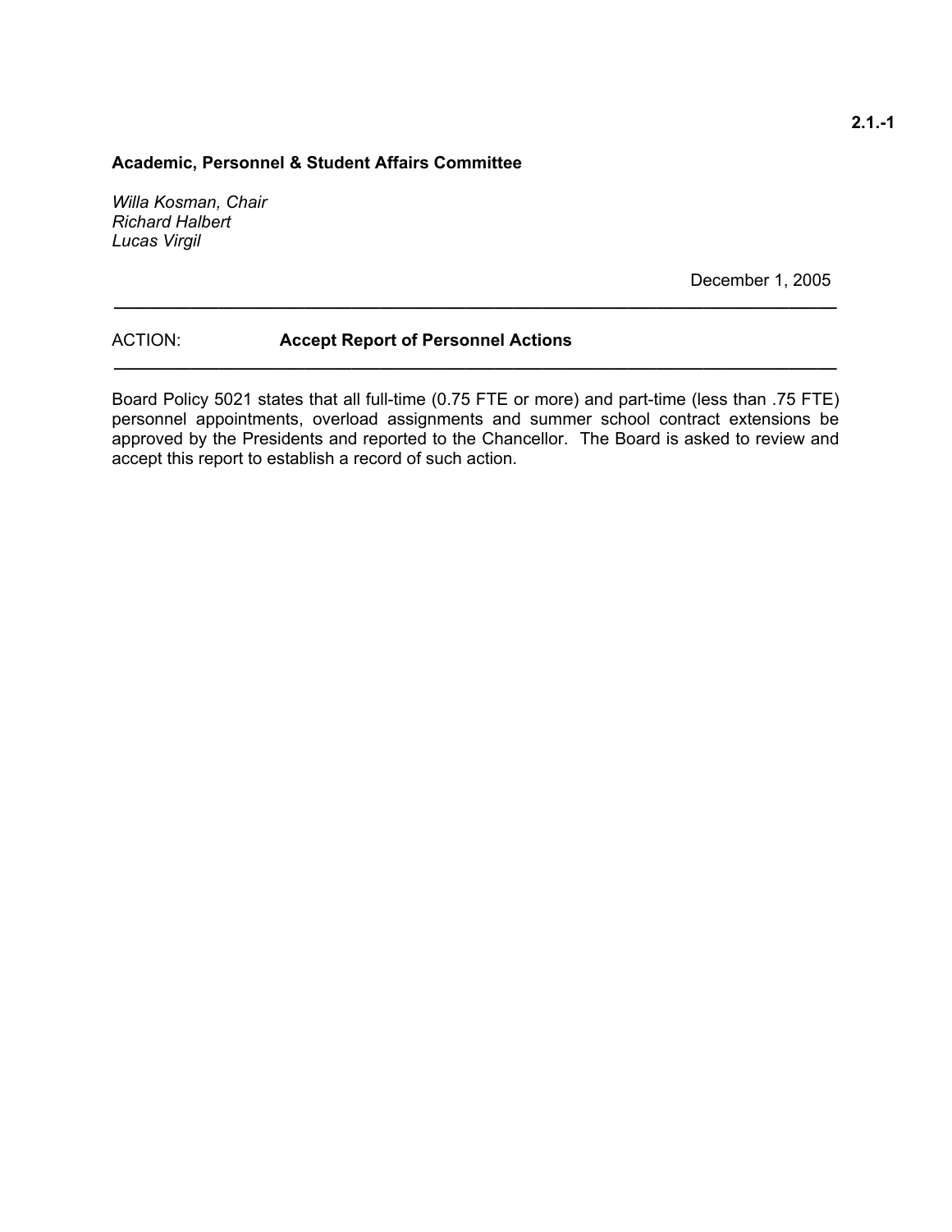2.1.-1

**Academic, Personnel & Student Affairs Committee**

*Willa Kosman, Chair*
*Richard Halbert*
*Lucas Virgil*

December 1, 2005

---

ACTION: **Accept Report of Personnel Actions**

---

Board Policy 5021 states that all full-time (0.75 FTE or more) and part-time (less than .75 FTE) personnel appointments, overload assignments and summer school contract extensions be approved by the Presidents and reported to the Chancellor. The Board is asked to review and accept this report to establish a record of such action.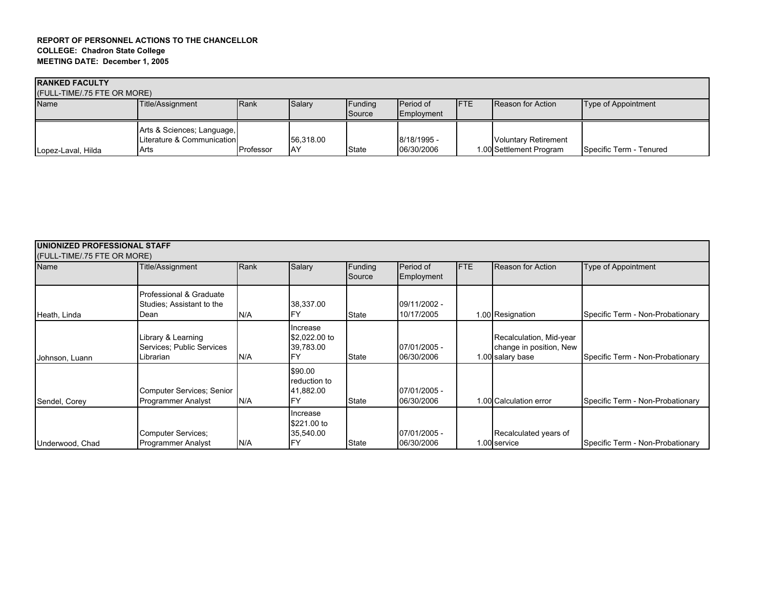**REPORT OF PERSONNEL ACTIONS TO THE CHANCELLOR**
**COLLEGE: Chadron State College**
**MEETING DATE: December 1, 2005**

**RANKED FACULTY**
(FULL-TIME/.75 FTE OR MORE)

| Name | Title/Assignment | Rank | Salary | Funding Source | Period of Employment | FTE | Reason for Action | Type of Appointment |
|---|---|---|---|---|---|---|---|---|
| Lopez-Laval, Hilda | Arts & Sciences; Language, Literature & Communication Arts | Professor | 56,318.00 AY | State | 8/18/1995 - 06/30/2006 | 1.00 | Voluntary Retirement Settlement Program | Specific Term - Tenured |

**UNIONIZED PROFESSIONAL STAFF**
(FULL-TIME/.75 FTE OR MORE)

| Name | Title/Assignment | Rank | Salary | Funding Source | Period of Employment | FTE | Reason for Action | Type of Appointment |
|---|---|---|---|---|---|---|---|---|
| Heath, Linda | Professional & Graduate Studies; Assistant to the Dean | N/A | 38,337.00 FY | State | 09/11/2002 - 10/17/2005 | 1.00 | Resignation | Specific Term - Non-Probationary |
| Johnson, Luann | Library & Learning Services; Public Services Librarian | N/A | Increase $2,022.00 to 39,783.00 FY | State | 07/01/2005 - 06/30/2006 | 1.00 | Recalculation, Mid-year change in position, New salary base | Specific Term - Non-Probationary |
| Sendel, Corey | Computer Services; Senior Programmer Analyst | N/A | $90.00 reduction to 41,882.00 FY | State | 07/01/2005 - 06/30/2006 | 1.00 | Calculation error | Specific Term - Non-Probationary |
| Underwood, Chad | Computer Services; Programmer Analyst | N/A | Increase $221.00 to 35,540.00 FY | State | 07/01/2005 - 06/30/2006 | 1.00 | Recalculated years of service | Specific Term - Non-Probationary |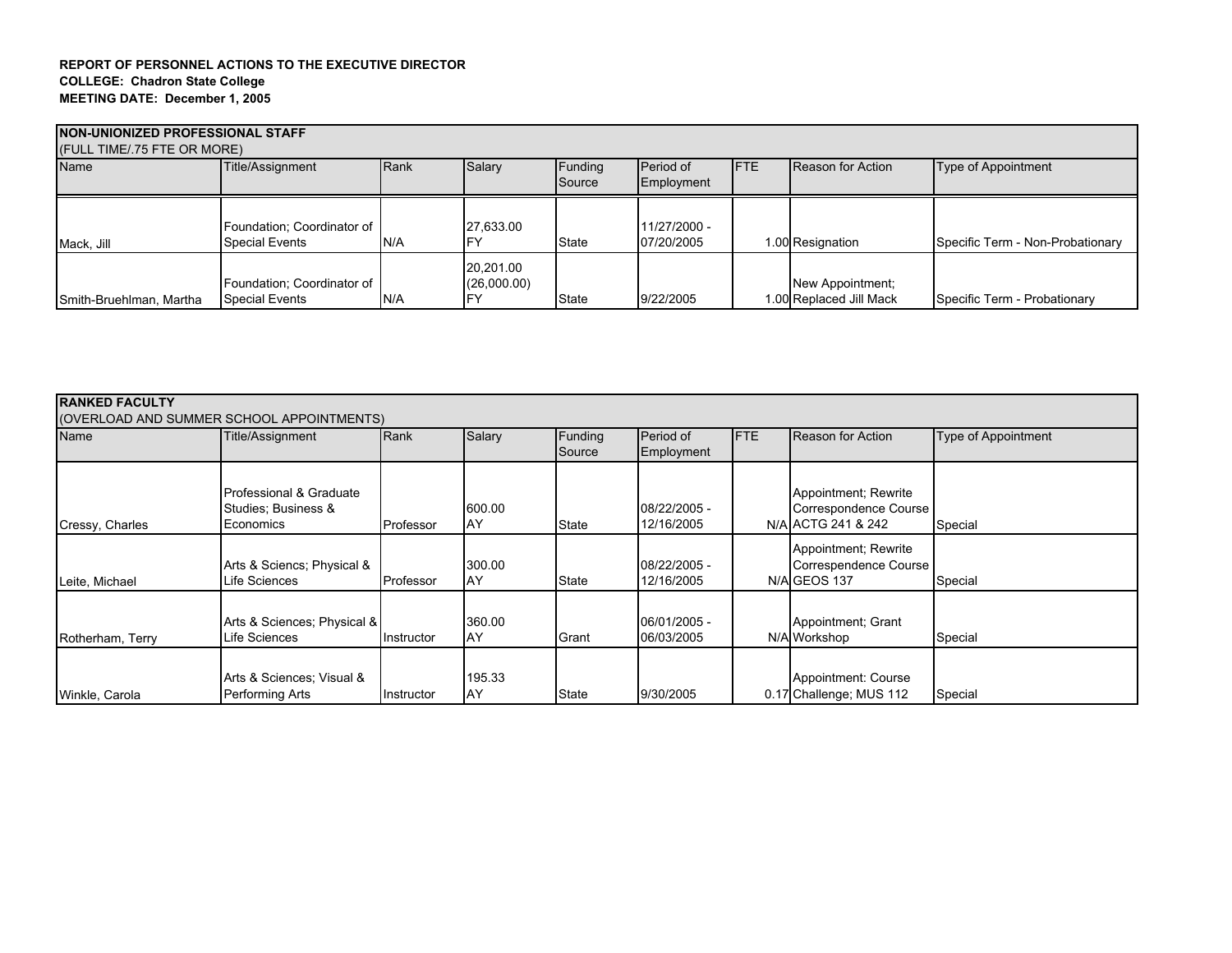**REPORT OF PERSONNEL ACTIONS TO THE EXECUTIVE DIRECTOR**
**COLLEGE: Chadron State College**
**MEETING DATE: December 1, 2005**

| **NON-UNIONIZED PROFESSIONAL STAFF** (FULL TIME/.75 FTE OR MORE) | | | | | | | | |
|---|---|---|---|---|---|---|---|---|
| Name | Title/Assignment | Rank | Salary | Funding Source | Period of Employment | FTE | Reason for Action | Type of Appointment |
| Mack, Jill | Foundation; Coordinator of Special Events | N/A | 27,633.00 FY | State | 11/27/2000 - 07/20/2005 | 1.00 | Resignation | Specific Term - Non-Probationary |
| Smith-Bruehlman, Martha | Foundation; Coordinator of Special Events | N/A | 20,201.00 (26,000.00) FY | State | 9/22/2005 | 1.00 | New Appointment; Replaced Jill Mack | Specific Term - Probationary |

| **RANKED FACULTY** (OVERLOAD AND SUMMER SCHOOL APPOINTMENTS) | | | | | | | | |
|---|---|---|---|---|---|---|---|---|
| Name | Title/Assignment | Rank | Salary | Funding Source | Period of Employment | FTE | Reason for Action | Type of Appointment |
| Cressy, Charles | Professional & Graduate Studies; Business & Economics | Professor | 600.00 AY | State | 08/22/2005 - 12/16/2005 | N/A | Appointment; Rewrite Correspondence Course ACTG 241 & 242 | Special |
| Leite, Michael | Arts & Sciencs; Physical & Life Sciences | Professor | 300.00 AY | State | 08/22/2005 - 12/16/2005 | N/A | Appointment; Rewrite Correspondence Course GEOS 137 | Special |
| Rotherham, Terry | Arts & Sciences; Physical & Life Sciences | Instructor | 360.00 AY | Grant | 06/01/2005 - 06/03/2005 | N/A | Appointment; Grant Workshop | Special |
| Winkle, Carola | Arts & Sciences; Visual & Performing Arts | Instructor | 195.33 AY | State | 9/30/2005 | 0.17 | Appointment: Course Challenge; MUS 112 | Special |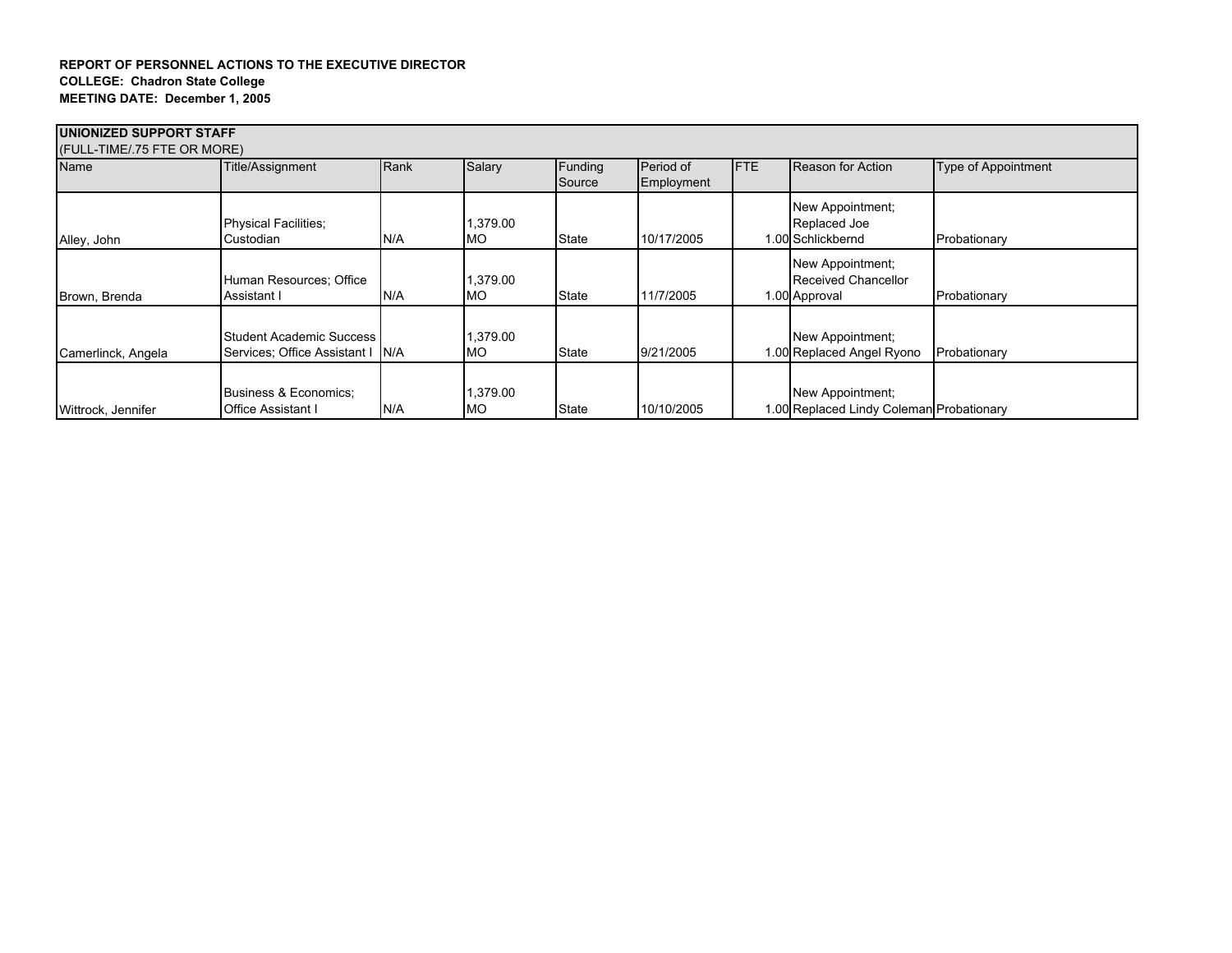**REPORT OF PERSONNEL ACTIONS TO THE EXECUTIVE DIRECTOR**
**COLLEGE: Chadron State College**
**MEETING DATE: December 1, 2005**

| **UNIONIZED SUPPORT STAFF** (FULL-TIME/.75 FTE OR MORE) | | | | | | | | |
|---|---|---|---|---|---|---|---|---|
| Name | Title/Assignment | Rank | Salary | Funding Source | Period of Employment | FTE | Reason for Action | Type of Appointment |
| Alley, John | Physical Facilities; Custodian | N/A | 1,379.00 MO | State | 10/17/2005 | 1.00 | New Appointment; Replaced Joe Schlickbernd | Probationary |
| Brown, Brenda | Human Resources; Office Assistant I | N/A | 1,379.00 MO | State | 11/7/2005 | 1.00 | New Appointment; Received Chancellor Approval | Probationary |
| Camerlinck, Angela | Student Academic Success Services; Office Assistant I | N/A | 1,379.00 MO | State | 9/21/2005 | 1.00 | New Appointment; Replaced Angel Ryono | Probationary |
| Wittrock, Jennifer | Business & Economics; Office Assistant I | N/A | 1,379.00 MO | State | 10/10/2005 | 1.00 | New Appointment; Replaced Lindy Coleman | Probationary |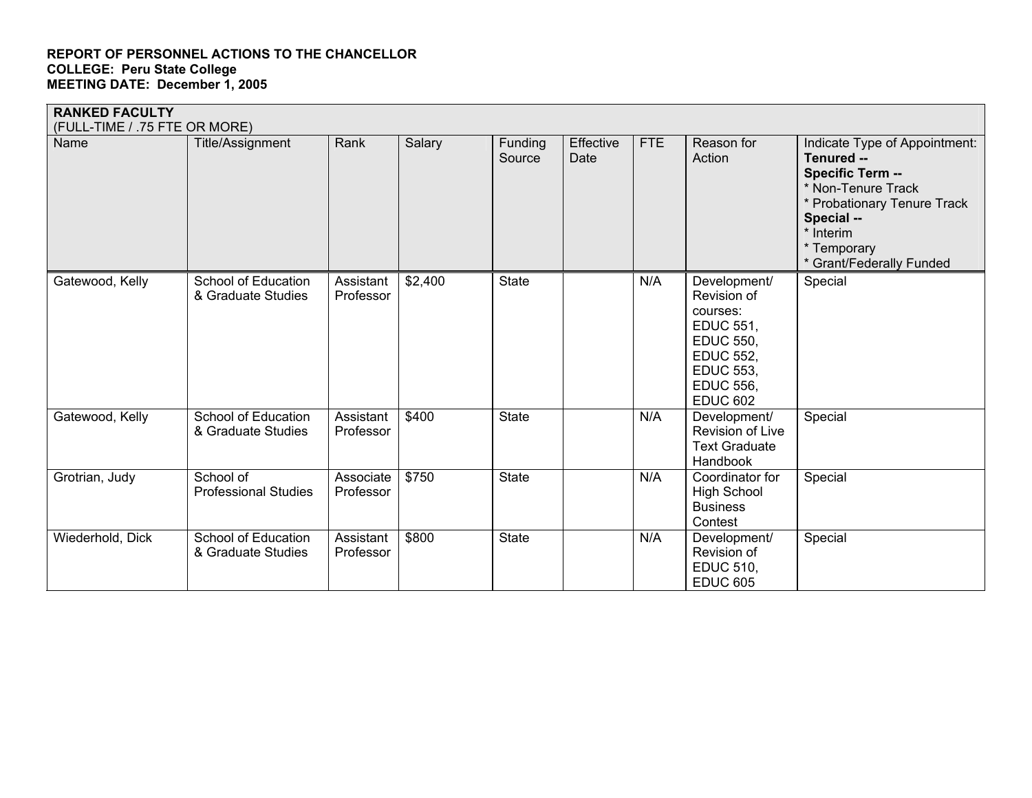**REPORT OF PERSONNEL ACTIONS TO THE CHANCELLOR**
**COLLEGE: Peru State College**
**MEETING DATE: December 1, 2005**

| **RANKED FACULTY** (FULL-TIME / .75 FTE OR MORE) | | | | | | | | |
|---|---|---|---|---|---|---|---|---|
| Name | Title/Assignment | Rank | Salary | Funding Source | Effective Date | FTE | Reason for Action | Indicate Type of Appointment: **Tenured --** **Specific Term --** * Non-Tenure Track * Probationary Tenure Track **Special --** * Interim * Temporary * Grant/Federally Funded |
| Gatewood, Kelly | School of Education & Graduate Studies | Assistant Professor | $2,400 | State | | N/A | Development/ Revision of courses: EDUC 551, EDUC 550, EDUC 552, EDUC 553, EDUC 556, EDUC 602 | Special |
| Gatewood, Kelly | School of Education & Graduate Studies | Assistant Professor | $400 | State | | N/A | Development/ Revision of Live Text Graduate Handbook | Special |
| Grotrian, Judy | School of Professional Studies | Associate Professor | $750 | State | | N/A | Coordinator for High School Business Contest | Special |
| Wiederhold, Dick | School of Education & Graduate Studies | Assistant Professor | $800 | State | | N/A | Development/ Revision of EDUC 510, EDUC 605 | Special |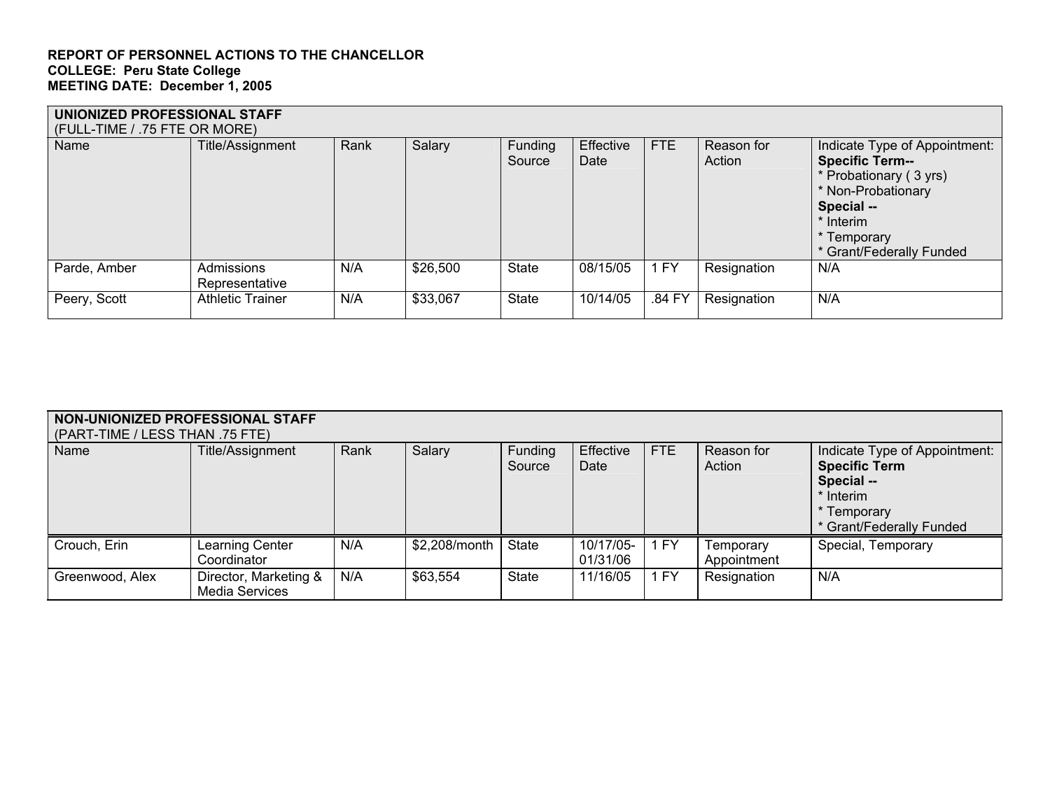**REPORT OF PERSONNEL ACTIONS TO THE CHANCELLOR**
**COLLEGE: Peru State College**
**MEETING DATE: December 1, 2005**

| **UNIONIZED PROFESSIONAL STAFF** (FULL-TIME / .75 FTE OR MORE) | | | | | | | | |
|---|---|---|---|---|---|---|---|---|
| Name | Title/Assignment | Rank | Salary | Funding Source | Effective Date | FTE | Reason for Action | Indicate Type of Appointment: **Specific Term--** * Probationary ( 3 yrs) * Non-Probationary **Special --** * Interim * Temporary * Grant/Federally Funded |
| Parde, Amber | Admissions Representative | N/A | $26,500 | State | 08/15/05 | 1 FY | Resignation | N/A |
| Peery, Scott | Athletic Trainer | N/A | $33,067 | State | 10/14/05 | .84 FY | Resignation | N/A |

| **NON-UNIONIZED PROFESSIONAL STAFF** (PART-TIME / LESS THAN .75 FTE) | | | | | | | | |
|---|---|---|---|---|---|---|---|---|
| Name | Title/Assignment | Rank | Salary | Funding Source | Effective Date | FTE | Reason for Action | Indicate Type of Appointment: **Specific Term** **Special --** * Interim * Temporary * Grant/Federally Funded |
| Crouch, Erin | Learning Center Coordinator | N/A | $2,208/month | State | 10/17/05-01/31/06 | 1 FY | Temporary Appointment | Special, Temporary |
| Greenwood, Alex | Director, Marketing & Media Services | N/A | $63,554 | State | 11/16/05 | 1 FY | Resignation | N/A |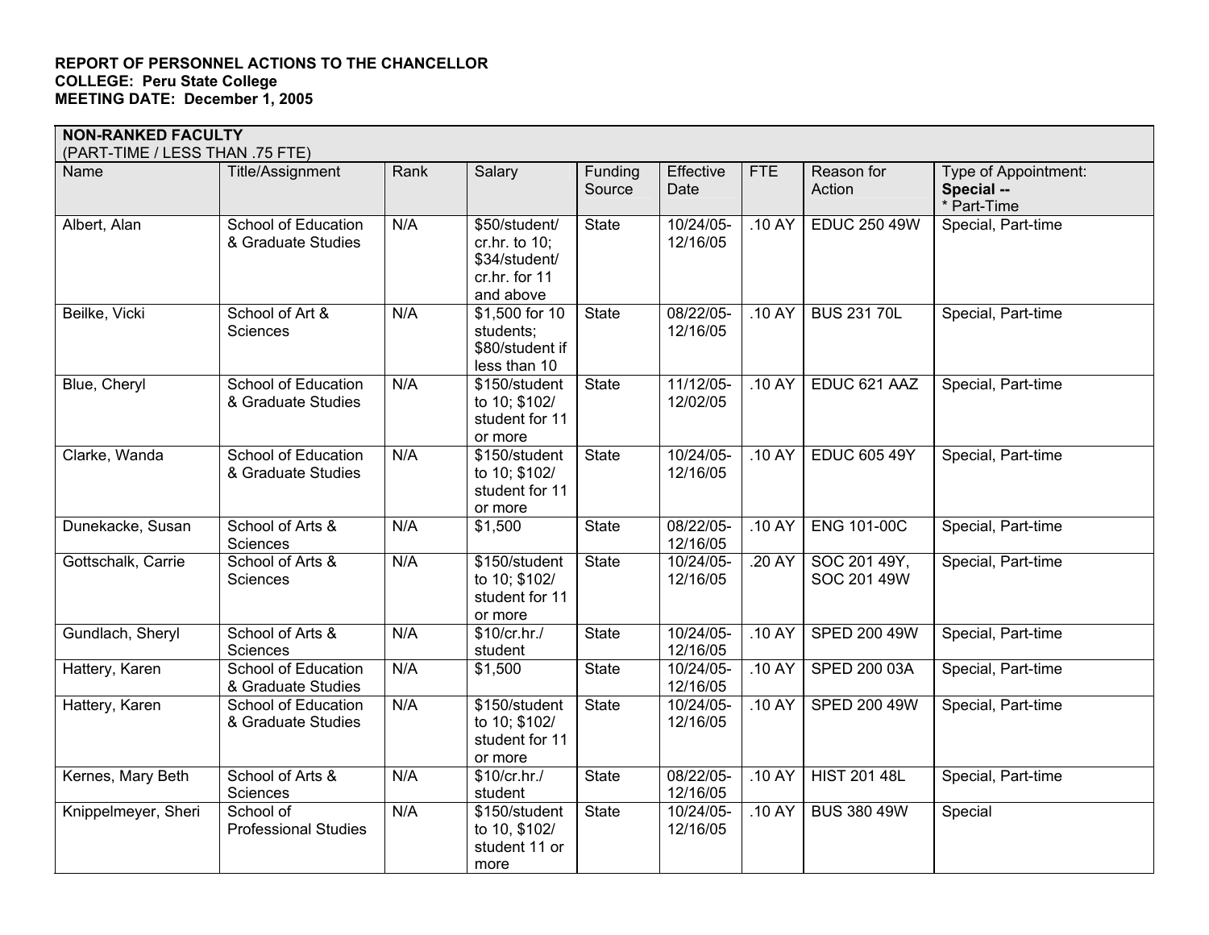**REPORT OF PERSONNEL ACTIONS TO THE CHANCELLOR**
**COLLEGE: Peru State College**
**MEETING DATE: December 1, 2005**

| **NON-RANKED FACULTY** (PART-TIME / LESS THAN .75 FTE) | | | | | | | | |
|---|---|---|---|---|---|---|---|---|
| Name | Title/Assignment | Rank | Salary | Funding Source | Effective Date | FTE | Reason for Action | Type of Appointment: **Special --** * Part-Time |
| Albert, Alan | School of Education & Graduate Studies | N/A | $50/student/ cr.hr. to 10; $34/student/ cr.hr. for 11 and above | State | 10/24/05-12/16/05 | .10 AY | EDUC 250 49W | Special, Part-time |
| Beilke, Vicki | School of Art & Sciences | N/A | $1,500 for 10 students; $80/student if less than 10 | State | 08/22/05-12/16/05 | .10 AY | BUS 231 70L | Special, Part-time |
| Blue, Cheryl | School of Education & Graduate Studies | N/A | $150/student to 10; $102/ student for 11 or more | State | 11/12/05-12/02/05 | .10 AY | EDUC 621 AAZ | Special, Part-time |
| Clarke, Wanda | School of Education & Graduate Studies | N/A | $150/student to 10; $102/ student for 11 or more | State | 10/24/05-12/16/05 | .10 AY | EDUC 605 49Y | Special, Part-time |
| Dunekacke, Susan | School of Arts & Sciences | N/A | $1,500 | State | 08/22/05-12/16/05 | .10 AY | ENG 101-00C | Special, Part-time |
| Gottschalk, Carrie | School of Arts & Sciences | N/A | $150/student to 10; $102/ student for 11 or more | State | 10/24/05-12/16/05 | .20 AY | SOC 201 49Y, SOC 201 49W | Special, Part-time |
| Gundlach, Sheryl | School of Arts & Sciences | N/A | $10/cr.hr./ student | State | 10/24/05-12/16/05 | .10 AY | SPED 200 49W | Special, Part-time |
| Hattery, Karen | School of Education & Graduate Studies | N/A | $1,500 | State | 10/24/05-12/16/05 | .10 AY | SPED 200 03A | Special, Part-time |
| Hattery, Karen | School of Education & Graduate Studies | N/A | $150/student to 10; $102/ student for 11 or more | State | 10/24/05-12/16/05 | .10 AY | SPED 200 49W | Special, Part-time |
| Kernes, Mary Beth | School of Arts & Sciences | N/A | $10/cr.hr./ student | State | 08/22/05-12/16/05 | .10 AY | HIST 201 48L | Special, Part-time |
| Knippelmeyer, Sheri | School of Professional Studies | N/A | $150/student to 10, $102/ student 11 or more | State | 10/24/05-12/16/05 | .10 AY | BUS 380 49W | Special |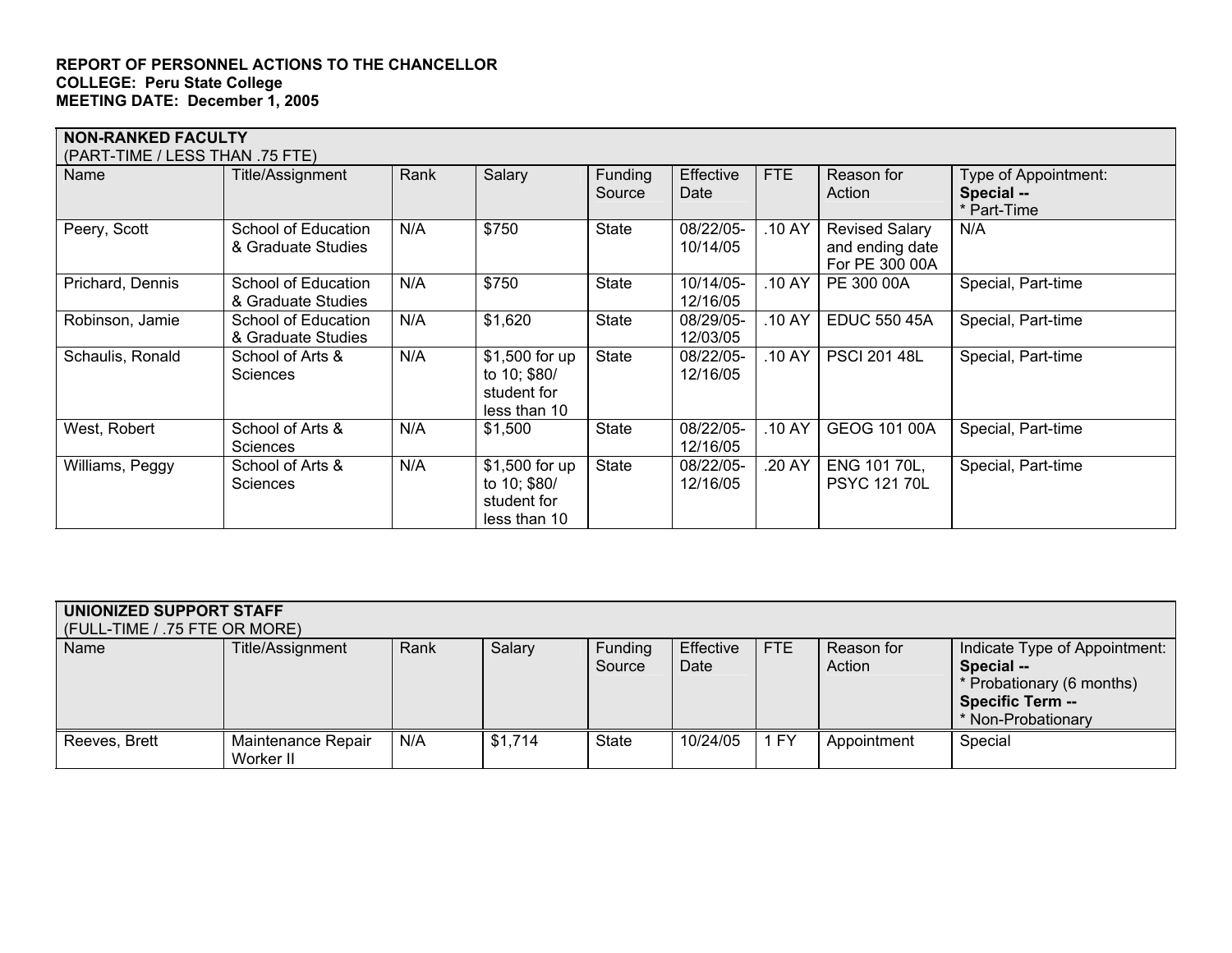**REPORT OF PERSONNEL ACTIONS TO THE CHANCELLOR**
**COLLEGE: Peru State College**
**MEETING DATE: December 1, 2005**

| **NON-RANKED FACULTY** (PART-TIME / LESS THAN .75 FTE) | | | | | | | | |
|---|---|---|---|---|---|---|---|---|
| Name | Title/Assignment | Rank | Salary | Funding Source | Effective Date | FTE | Reason for Action | Type of Appointment: **Special --** * Part-Time |
| Peery, Scott | School of Education & Graduate Studies | N/A | $750 | State | 08/22/05-10/14/05 | .10 AY | Revised Salary and ending date For PE 300 00A | N/A |
| Prichard, Dennis | School of Education & Graduate Studies | N/A | $750 | State | 10/14/05-12/16/05 | .10 AY | PE 300 00A | Special, Part-time |
| Robinson, Jamie | School of Education & Graduate Studies | N/A | $1,620 | State | 08/29/05-12/03/05 | .10 AY | EDUC 550 45A | Special, Part-time |
| Schaulis, Ronald | School of Arts & Sciences | N/A | $1,500 for up to 10; $80/ student for less than 10 | State | 08/22/05-12/16/05 | .10 AY | PSCI 201 48L | Special, Part-time |
| West, Robert | School of Arts & Sciences | N/A | $1,500 | State | 08/22/05-12/16/05 | .10 AY | GEOG 101 00A | Special, Part-time |
| Williams, Peggy | School of Arts & Sciences | N/A | $1,500 for up to 10; $80/ student for less than 10 | State | 08/22/05-12/16/05 | .20 AY | ENG 101 70L, PSYC 121 70L | Special, Part-time |

| **UNIONIZED SUPPORT STAFF** (FULL-TIME / .75 FTE OR MORE) | | | | | | | | |
|---|---|---|---|---|---|---|---|---|
| Name | Title/Assignment | Rank | Salary | Funding Source | Effective Date | FTE | Reason for Action | Indicate Type of Appointment: **Special --** * Probationary (6 months) **Specific Term --** * Non-Probationary |
| Reeves, Brett | Maintenance Repair Worker II | N/A | $1,714 | State | 10/24/05 | 1 FY | Appointment | Special |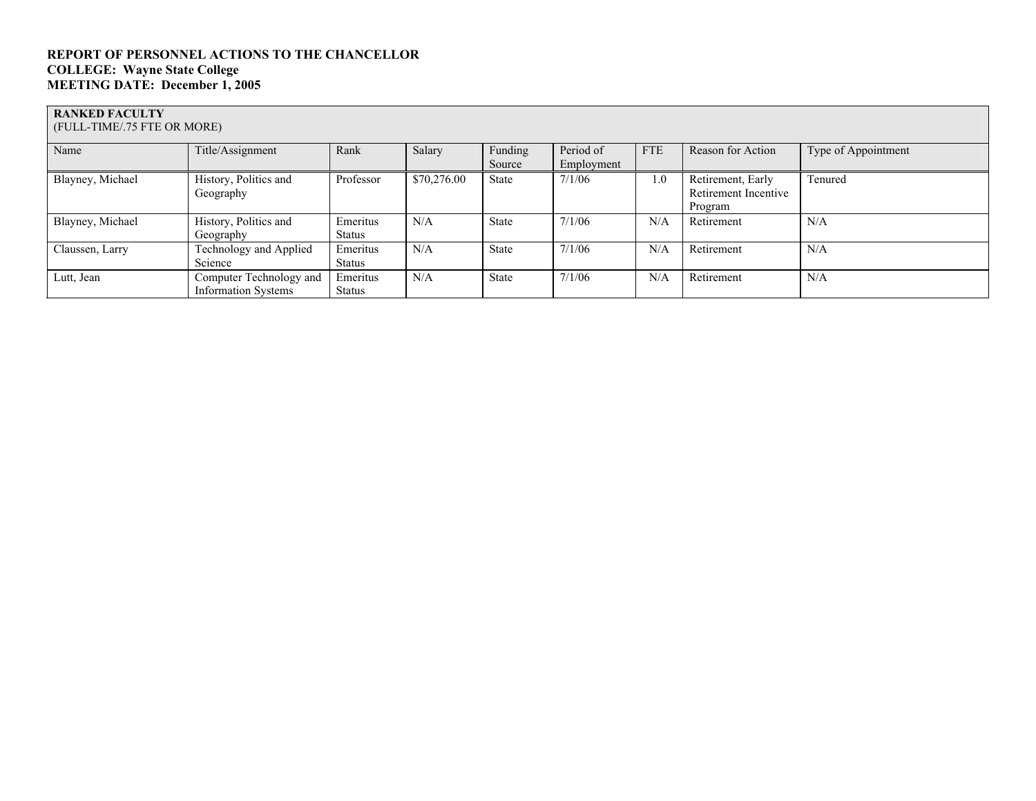**REPORT OF PERSONNEL ACTIONS TO THE CHANCELLOR**
**COLLEGE: Wayne State College**
**MEETING DATE: December 1, 2005**

| **RANKED FACULTY** (FULL-TIME/.75 FTE OR MORE) | | | | | | | | |
|---|---|---|---|---|---|---|---|---|
| Name | Title/Assignment | Rank | Salary | Funding Source | Period of Employment | FTE | Reason for Action | Type of Appointment |
| Blayney, Michael | History, Politics and Geography | Professor | $70,276.00 | State | 7/1/06 | 1.0 | Retirement, Early Retirement Incentive Program | Tenured |
| Blayney, Michael | History, Politics and Geography | Emeritus Status | N/A | State | 7/1/06 | N/A | Retirement | N/A |
| Claussen, Larry | Technology and Applied Science | Emeritus Status | N/A | State | 7/1/06 | N/A | Retirement | N/A |
| Lutt, Jean | Computer Technology and Information Systems | Emeritus Status | N/A | State | 7/1/06 | N/A | Retirement | N/A |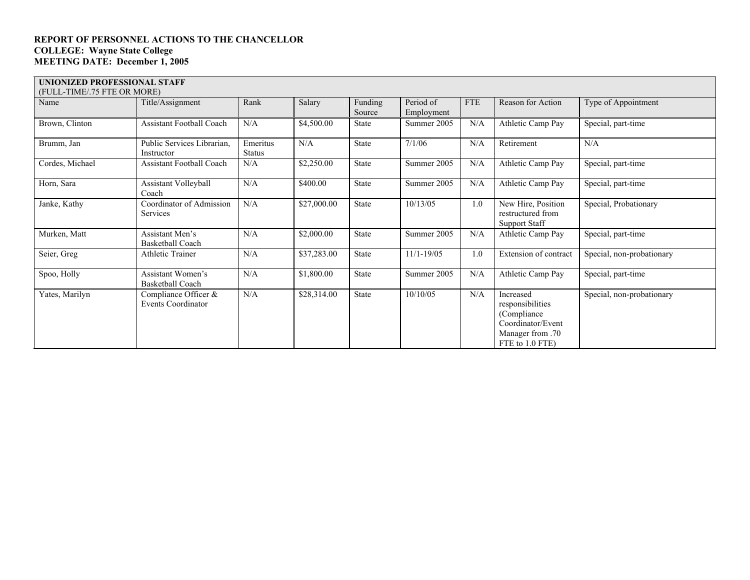**REPORT OF PERSONNEL ACTIONS TO THE CHANCELLOR**
**COLLEGE: Wayne State College**
**MEETING DATE: December 1, 2005**

| **UNIONIZED PROFESSIONAL STAFF** (FULL-TIME/.75 FTE OR MORE) | | | | | | | | |
|---|---|---|---|---|---|---|---|---|
| Name | Title/Assignment | Rank | Salary | Funding Source | Period of Employment | FTE | Reason for Action | Type of Appointment |
| Brown, Clinton | Assistant Football Coach | N/A | $4,500.00 | State | Summer 2005 | N/A | Athletic Camp Pay | Special, part-time |
| Brumm, Jan | Public Services Librarian, Instructor | Emeritus Status | N/A | State | 7/1/06 | N/A | Retirement | N/A |
| Cordes, Michael | Assistant Football Coach | N/A | $2,250.00 | State | Summer 2005 | N/A | Athletic Camp Pay | Special, part-time |
| Horn, Sara | Assistant Volleyball Coach | N/A | $400.00 | State | Summer 2005 | N/A | Athletic Camp Pay | Special, part-time |
| Janke, Kathy | Coordinator of Admission Services | N/A | $27,000.00 | State | 10/13/05 | 1.0 | New Hire, Position restructured from Support Staff | Special, Probationary |
| Murken, Matt | Assistant Men's Basketball Coach | N/A | $2,000.00 | State | Summer 2005 | N/A | Athletic Camp Pay | Special, part-time |
| Seier, Greg | Athletic Trainer | N/A | $37,283.00 | State | 11/1-19/05 | 1.0 | Extension of contract | Special, non-probationary |
| Spoo, Holly | Assistant Women's Basketball Coach | N/A | $1,800.00 | State | Summer 2005 | N/A | Athletic Camp Pay | Special, part-time |
| Yates, Marilyn | Compliance Officer & Events Coordinator | N/A | $28,314.00 | State | 10/10/05 | N/A | Increased responsibilities (Compliance Coordinator/Event Manager from .70 FTE to 1.0 FTE) | Special, non-probationary |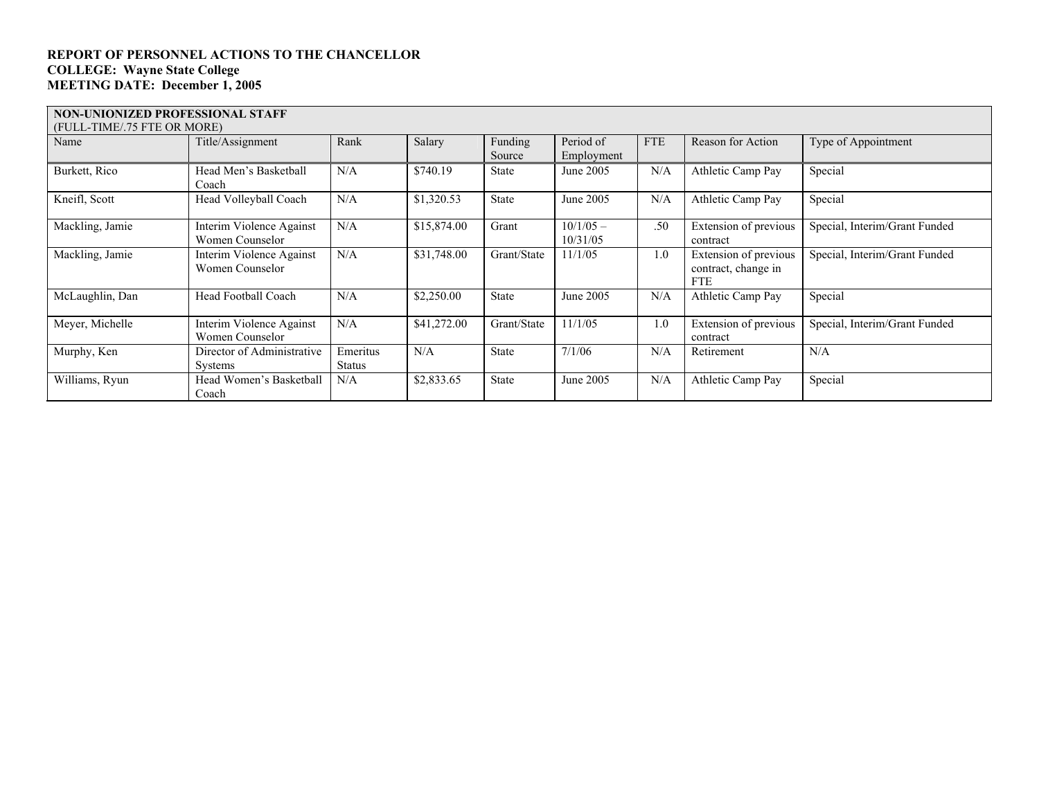**REPORT OF PERSONNEL ACTIONS TO THE CHANCELLOR**
**COLLEGE: Wayne State College**
**MEETING DATE: December 1, 2005**

| **NON-UNIONIZED PROFESSIONAL STAFF** (FULL-TIME/.75 FTE OR MORE) | | | | | | | | |
|---|---|---|---|---|---|---|---|---|
| Name | Title/Assignment | Rank | Salary | Funding Source | Period of Employment | FTE | Reason for Action | Type of Appointment |
| Burkett, Rico | Head Men's Basketball Coach | N/A | $740.19 | State | June 2005 | N/A | Athletic Camp Pay | Special |
| Kneifl, Scott | Head Volleyball Coach | N/A | $1,320.53 | State | June 2005 | N/A | Athletic Camp Pay | Special |
| Mackling, Jamie | Interim Violence Against Women Counselor | N/A | $15,874.00 | Grant | 10/1/05 – 10/31/05 | .50 | Extension of previous contract | Special, Interim/Grant Funded |
| Mackling, Jamie | Interim Violence Against Women Counselor | N/A | $31,748.00 | Grant/State | 11/1/05 | 1.0 | Extension of previous contract, change in FTE | Special, Interim/Grant Funded |
| McLaughlin, Dan | Head Football Coach | N/A | $2,250.00 | State | June 2005 | N/A | Athletic Camp Pay | Special |
| Meyer, Michelle | Interim Violence Against Women Counselor | N/A | $41,272.00 | Grant/State | 11/1/05 | 1.0 | Extension of previous contract | Special, Interim/Grant Funded |
| Murphy, Ken | Director of Administrative Systems | Emeritus Status | N/A | State | 7/1/06 | N/A | Retirement | N/A |
| Williams, Ryun | Head Women's Basketball Coach | N/A | $2,833.65 | State | June 2005 | N/A | Athletic Camp Pay | Special |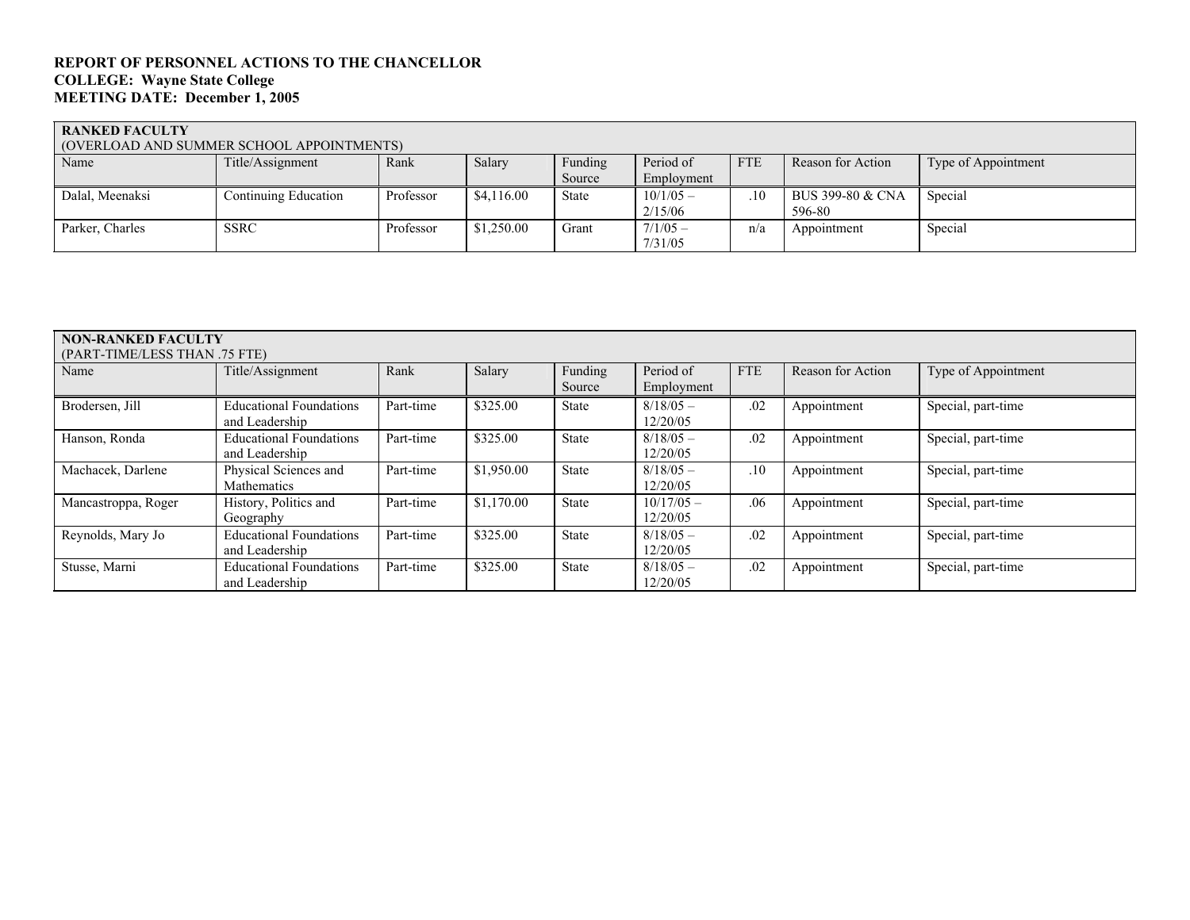**REPORT OF PERSONNEL ACTIONS TO THE CHANCELLOR**
**COLLEGE: Wayne State College**
**MEETING DATE: December 1, 2005**

**RANKED FACULTY**
(OVERLOAD AND SUMMER SCHOOL APPOINTMENTS)

| Name | Title/Assignment | Rank | Salary | Funding Source | Period of Employment | FTE | Reason for Action | Type of Appointment |
|---|---|---|---|---|---|---|---|---|
| Dalal, Meenaksi | Continuing Education | Professor | $4,116.00 | State | 10/1/05 – 2/15/06 | .10 | BUS 399-80 & CNA 596-80 | Special |
| Parker, Charles | SSRC | Professor | $1,250.00 | Grant | 7/1/05 – 7/31/05 | n/a | Appointment | Special |

**NON-RANKED FACULTY**
(PART-TIME/LESS THAN .75 FTE)

| Name | Title/Assignment | Rank | Salary | Funding Source | Period of Employment | FTE | Reason for Action | Type of Appointment |
|---|---|---|---|---|---|---|---|---|
| Brodersen, Jill | Educational Foundations and Leadership | Part-time | $325.00 | State | 8/18/05 – 12/20/05 | .02 | Appointment | Special, part-time |
| Hanson, Ronda | Educational Foundations and Leadership | Part-time | $325.00 | State | 8/18/05 – 12/20/05 | .02 | Appointment | Special, part-time |
| Machacek, Darlene | Physical Sciences and Mathematics | Part-time | $1,950.00 | State | 8/18/05 – 12/20/05 | .10 | Appointment | Special, part-time |
| Mancastroppa, Roger | History, Politics and Geography | Part-time | $1,170.00 | State | 10/17/05 – 12/20/05 | .06 | Appointment | Special, part-time |
| Reynolds, Mary Jo | Educational Foundations and Leadership | Part-time | $325.00 | State | 8/18/05 – 12/20/05 | .02 | Appointment | Special, part-time |
| Stusse, Marni | Educational Foundations and Leadership | Part-time | $325.00 | State | 8/18/05 – 12/20/05 | .02 | Appointment | Special, part-time |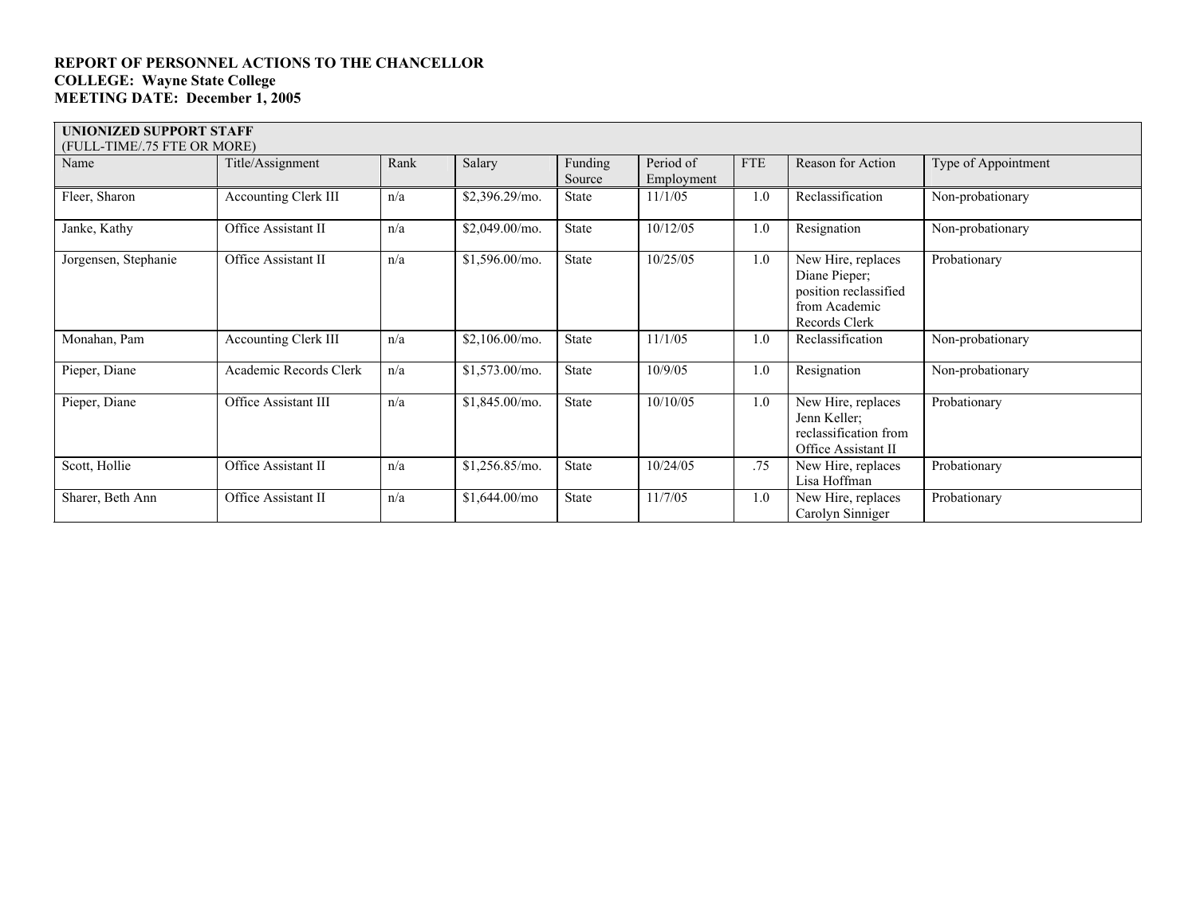**REPORT OF PERSONNEL ACTIONS TO THE CHANCELLOR**
**COLLEGE: Wayne State College**
**MEETING DATE: December 1, 2005**

| **UNIONIZED SUPPORT STAFF** (FULL-TIME/.75 FTE OR MORE) | | | | | | | | |
|---|---|---|---|---|---|---|---|---|
| Name | Title/Assignment | Rank | Salary | Funding Source | Period of Employment | FTE | Reason for Action | Type of Appointment |
| Fleer, Sharon | Accounting Clerk III | n/a | $2,396.29/mo. | State | 11/1/05 | 1.0 | Reclassification | Non-probationary |
| Janke, Kathy | Office Assistant II | n/a | $2,049.00/mo. | State | 10/12/05 | 1.0 | Resignation | Non-probationary |
| Jorgensen, Stephanie | Office Assistant II | n/a | $1,596.00/mo. | State | 10/25/05 | 1.0 | New Hire, replaces Diane Pieper; position reclassified from Academic Records Clerk | Probationary |
| Monahan, Pam | Accounting Clerk III | n/a | $2,106.00/mo. | State | 11/1/05 | 1.0 | Reclassification | Non-probationary |
| Pieper, Diane | Academic Records Clerk | n/a | $1,573.00/mo. | State | 10/9/05 | 1.0 | Resignation | Non-probationary |
| Pieper, Diane | Office Assistant III | n/a | $1,845.00/mo. | State | 10/10/05 | 1.0 | New Hire, replaces Jenn Keller; reclassification from Office Assistant II | Probationary |
| Scott, Hollie | Office Assistant II | n/a | $1,256.85/mo. | State | 10/24/05 | .75 | New Hire, replaces Lisa Hoffman | Probationary |
| Sharer, Beth Ann | Office Assistant II | n/a | $1,644.00/mo | State | 11/7/05 | 1.0 | New Hire, replaces Carolyn Sinniger | Probationary |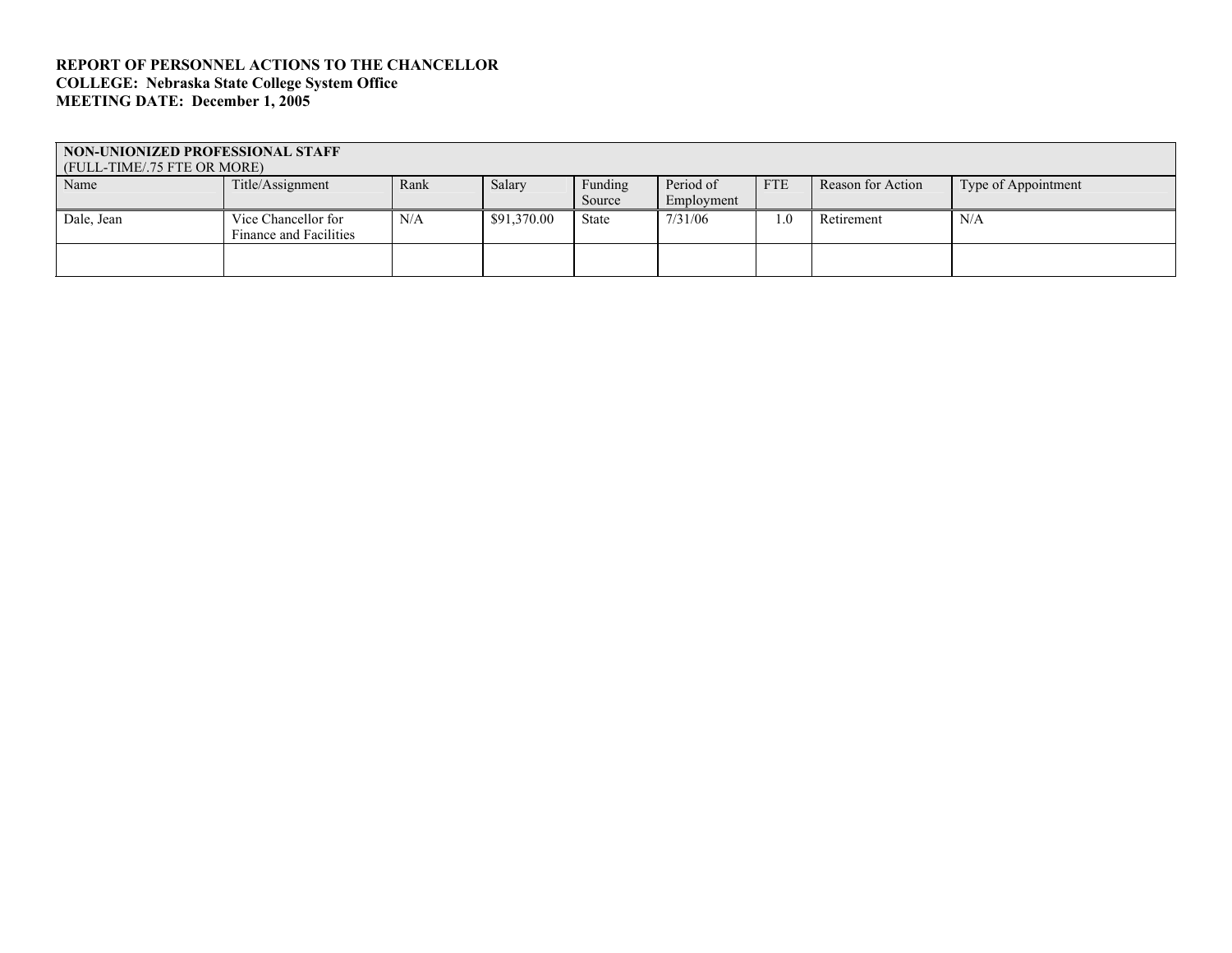**REPORT OF PERSONNEL ACTIONS TO THE CHANCELLOR**
**COLLEGE: Nebraska State College System Office**
**MEETING DATE: December 1, 2005**

| **NON-UNIONIZED PROFESSIONAL STAFF** (FULL-TIME/.75 FTE OR MORE) | | | | | | | | |
|---|---|---|---|---|---|---|---|---|
| Name | Title/Assignment | Rank | Salary | Funding Source | Period of Employment | FTE | Reason for Action | Type of Appointment |
| Dale, Jean | Vice Chancellor for Finance and Facilities | N/A | $91,370.00 | State | 7/31/06 | 1.0 | Retirement | N/A |
| | | | | | | | | |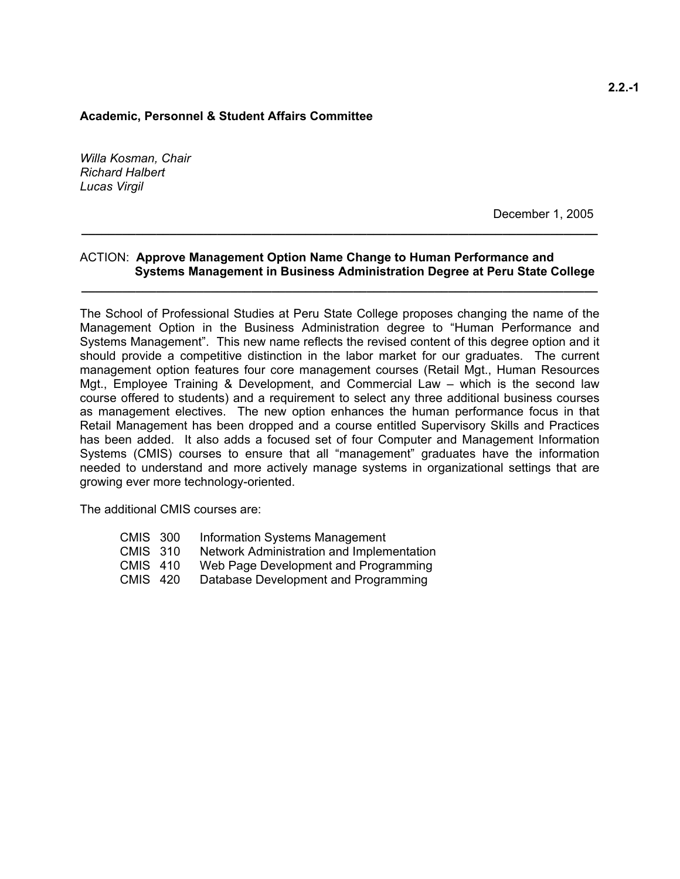**Academic, Personnel & Student Affairs Committee**

*Willa Kosman, Chair*
*Richard Halbert*
*Lucas Virgil*

December 1, 2005

---

ACTION: **Approve Management Option Name Change to Human Performance and Systems Management in Business Administration Degree at Peru State College**

---

The School of Professional Studies at Peru State College proposes changing the name of the Management Option in the Business Administration degree to "Human Performance and Systems Management". This new name reflects the revised content of this degree option and it should provide a competitive distinction in the labor market for our graduates. The current management option features four core management courses (Retail Mgt., Human Resources Mgt., Employee Training & Development, and Commercial Law – which is the second law course offered to students) and a requirement to select any three additional business courses as management electives. The new option enhances the human performance focus in that Retail Management has been dropped and a course entitled Supervisory Skills and Practices has been added. It also adds a focused set of four Computer and Management Information Systems (CMIS) courses to ensure that all "management" graduates have the information needed to understand and more actively manage systems in organizational settings that are growing ever more technology-oriented.

The additional CMIS courses are:

- CMIS 300 Information Systems Management
- CMIS 310 Network Administration and Implementation
- CMIS 410 Web Page Development and Programming
- CMIS 420 Database Development and Programming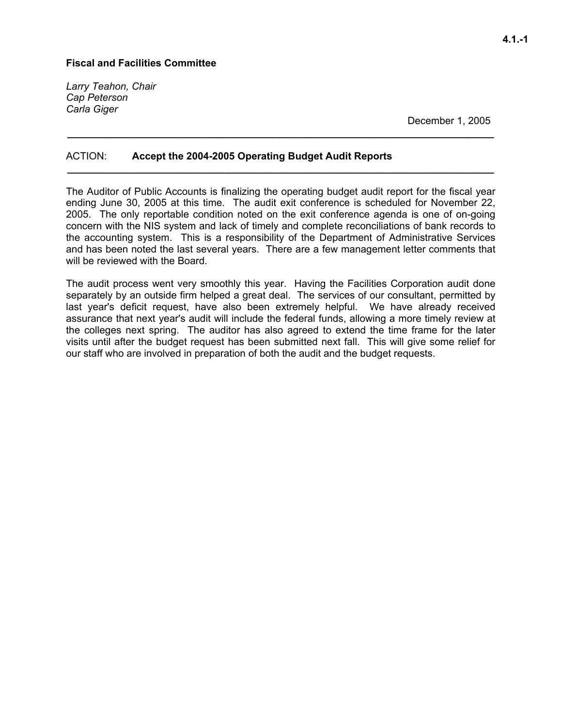**Fiscal and Facilities Committee**

*Larry Teahon, Chair*
*Cap Peterson*
*Carla Giger*

December 1, 2005

---

ACTION: **Accept the 2004-2005 Operating Budget Audit Reports**

---

The Auditor of Public Accounts is finalizing the operating budget audit report for the fiscal year ending June 30, 2005 at this time. The audit exit conference is scheduled for November 22, 2005. The only reportable condition noted on the exit conference agenda is one of on-going concern with the NIS system and lack of timely and complete reconciliations of bank records to the accounting system. This is a responsibility of the Department of Administrative Services and has been noted the last several years. There are a few management letter comments that will be reviewed with the Board.

The audit process went very smoothly this year. Having the Facilities Corporation audit done separately by an outside firm helped a great deal. The services of our consultant, permitted by last year's deficit request, have also been extremely helpful. We have already received assurance that next year's audit will include the federal funds, allowing a more timely review at the colleges next spring. The auditor has also agreed to extend the time frame for the later visits until after the budget request has been submitted next fall. This will give some relief for our staff who are involved in preparation of both the audit and the budget requests.